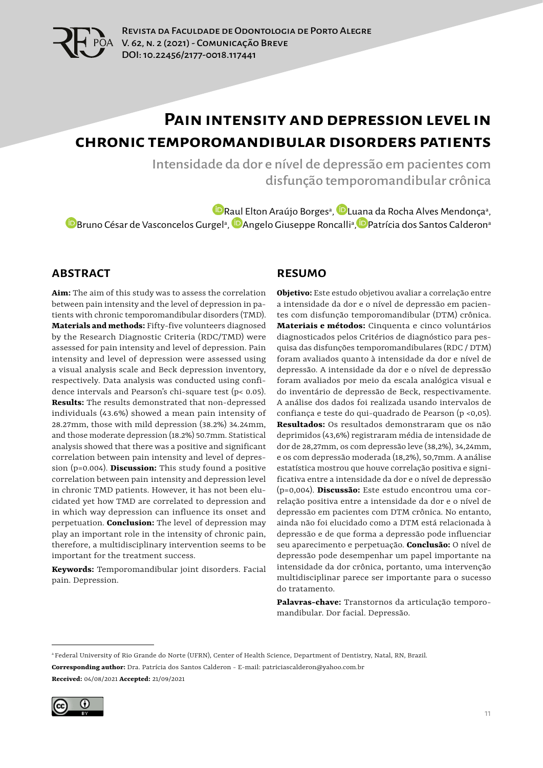# Pain intensity and depression level in chronic temporomandibular disorders patients

## Intensidade da dor e nível de depressão em pacientes com disfunção temporomandibular crônica

Raul Elton Araújo Borges[a], Luana da Rocha Alves Mendonça[a], Bruno César de Vasconcelos Gurgel[a], Angelo Giuseppe Roncalli[a], Patrícia dos Santos Calderon[a]

## ABSTRACT

**Aim:** The aim of this study was to assess the correlation between pain intensity and the level of depression in patients with chronic temporomandibular disorders (TMD). **Materials and methods:** Fifty-five volunteers diagnosed by the Research Diagnostic Criteria (RDC/TMD) were assessed for pain intensity and level of depression. Pain intensity and level of depression were assessed using a visual analysis scale and Beck depression inventory, respectively. Data analysis was conducted using confidence intervals and Pearson's chi-square test ($p < 0.05$). **Results:** The results demonstrated that non-depressed individuals (43.6%) showed a mean pain intensity of 28.27mm, those with mild depression (38.2%) 34.24mm, and those moderate depression (18.2%) 50.7mm. Statistical analysis showed that there was a positive and significant correlation between pain intensity and level of depression ($p=0.004$). **Discussion:** This study found a positive correlation between pain intensity and depression level in chronic TMD patients. However, it has not been elucidated yet how TMD are correlated to depression and in which way depression can influence its onset and perpetuation. **Conclusion:** The level of depression may play an important role in the intensity of chronic pain, therefore, a multidisciplinary intervention seems to be important for the treatment success.

**Keywords:** Temporomandibular joint disorders. Facial pain. Depression.

## RESUMO

**Objetivo:** Este estudo objetivou avaliar a correlação entre a intensidade da dor e o nível de depressão em pacientes com disfunção temporomandibular (DTM) crônica. **Materiais e métodos:** Cinquenta e cinco voluntários diagnosticados pelos Critérios de diagnóstico para pesquisa das disfunções temporomandibulares (RDC / DTM) foram avaliados quanto à intensidade da dor e nível de depressão. A intensidade da dor e o nível de depressão foram avaliados por meio da escala analógica visual e do inventário de depressão de Beck, respectivamente. A análise dos dados foi realizada usando intervalos de confiança e teste do qui-quadrado de Pearson ($p < 0{,}05$). **Resultados:** Os resultados demonstraram que os não deprimidos (43,6%) registraram média de intensidade de dor de 28,27mm, os com depressão leve (38,2%), 34,24mm, e os com depressão moderada (18,2%), 50,7mm. A análise estatística mostrou que houve correlação positiva e significativa entre a intensidade da dor e o nível de depressão ($p=0{,}004$). **Discussão:** Este estudo encontrou uma correlação positiva entre a intensidade da dor e o nível de depressão em pacientes com DTM crônica. No entanto, ainda não foi elucidado como a DTM está relacionada à depressão e de que forma a depressão pode influenciar seu aparecimento e perpetuação. **Conclusão:** O nível de depressão pode desempenhar um papel importante na intensidade da dor crônica, portanto, uma intervenção multidisciplinar parece ser importante para o sucesso do tratamento.

**Palavras-chave:** Transtornos da articulação temporomandibular. Dor facial. Depressão.

---

[a] Federal University of Rio Grande do Norte (UFRN), Center of Health Science, Department of Dentistry, Natal, RN, Brazil.

**Corresponding author:** Dra. Patrícia dos Santos Calderon - E-mail: patriciascalderon@yahoo.com.br

**Received:** 04/08/2021 **Accepted:** 21/09/2021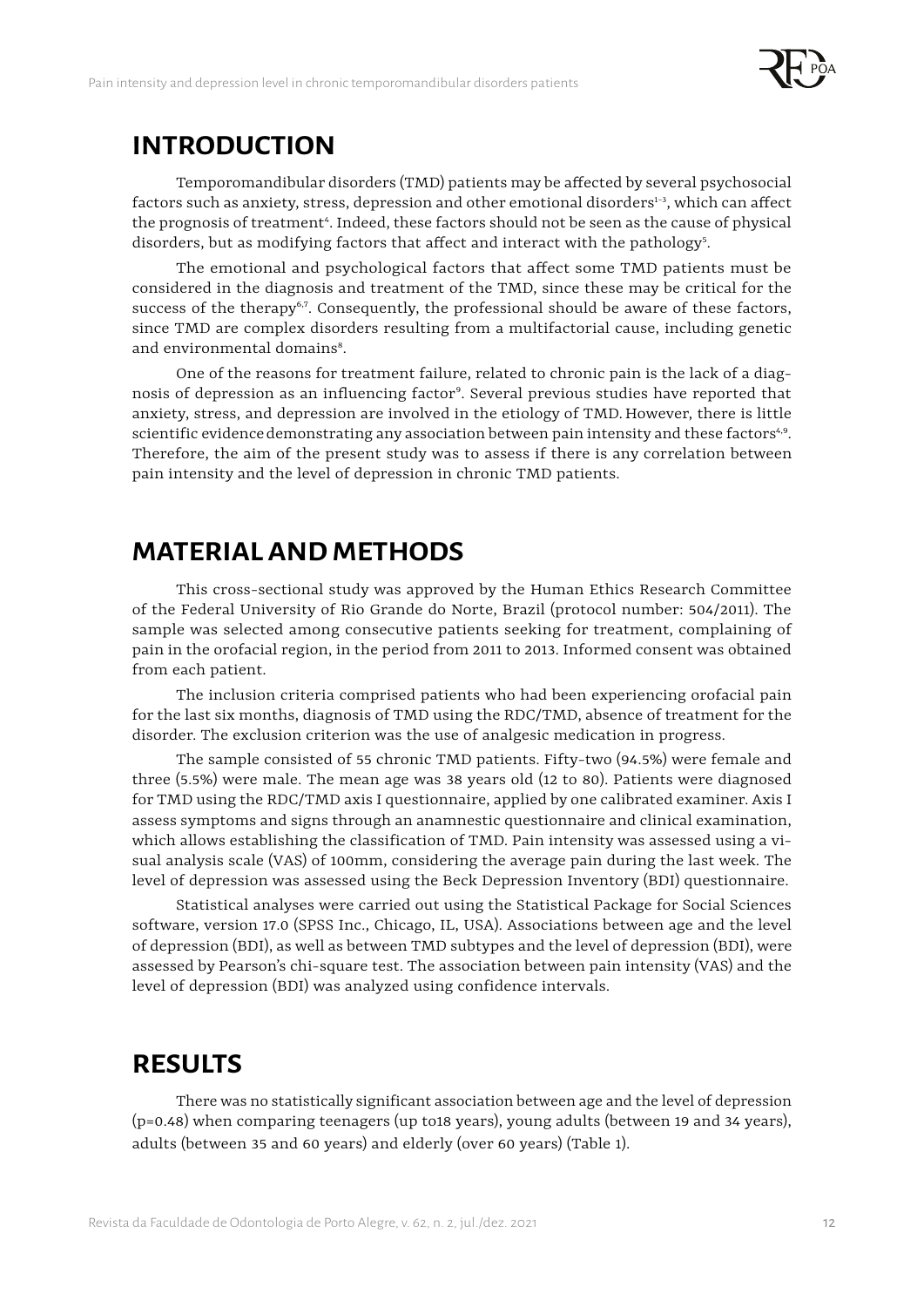## INTRODUCTION

Temporomandibular disorders (TMD) patients may be affected by several psychosocial factors such as anxiety, stress, depression and other emotional disorders[1-3], which can affect the prognosis of treatment[4]. Indeed, these factors should not be seen as the cause of physical disorders, but as modifying factors that affect and interact with the pathology[5].

The emotional and psychological factors that affect some TMD patients must be considered in the diagnosis and treatment of the TMD, since these may be critical for the success of the therapy[6,7]. Consequently, the professional should be aware of these factors, since TMD are complex disorders resulting from a multifactorial cause, including genetic and environmental domains[8].

One of the reasons for treatment failure, related to chronic pain is the lack of a diagnosis of depression as an influencing factor[9]. Several previous studies have reported that anxiety, stress, and depression are involved in the etiology of TMD. However, there is little scientific evidence demonstrating any association between pain intensity and these factors[4,9]. Therefore, the aim of the present study was to assess if there is any correlation between pain intensity and the level of depression in chronic TMD patients.

## MATERIAL AND METHODS

This cross-sectional study was approved by the Human Ethics Research Committee of the Federal University of Rio Grande do Norte, Brazil (protocol number: 504/2011). The sample was selected among consecutive patients seeking for treatment, complaining of pain in the orofacial region, in the period from 2011 to 2013. Informed consent was obtained from each patient.

The inclusion criteria comprised patients who had been experiencing orofacial pain for the last six months, diagnosis of TMD using the RDC/TMD, absence of treatment for the disorder. The exclusion criterion was the use of analgesic medication in progress.

The sample consisted of 55 chronic TMD patients. Fifty-two (94.5%) were female and three (5.5%) were male. The mean age was 38 years old (12 to 80). Patients were diagnosed for TMD using the RDC/TMD axis I questionnaire, applied by one calibrated examiner. Axis I assess symptoms and signs through an anamnestic questionnaire and clinical examination, which allows establishing the classification of TMD. Pain intensity was assessed using a visual analysis scale (VAS) of 100mm, considering the average pain during the last week. The level of depression was assessed using the Beck Depression Inventory (BDI) questionnaire.

Statistical analyses were carried out using the Statistical Package for Social Sciences software, version 17.0 (SPSS Inc., Chicago, IL, USA). Associations between age and the level of depression (BDI), as well as between TMD subtypes and the level of depression (BDI), were assessed by Pearson's chi-square test. The association between pain intensity (VAS) and the level of depression (BDI) was analyzed using confidence intervals.

## RESULTS

There was no statistically significant association between age and the level of depression ($p=0.48$) when comparing teenagers (up to18 years), young adults (between 19 and 34 years), adults (between 35 and 60 years) and elderly (over 60 years) (Table 1).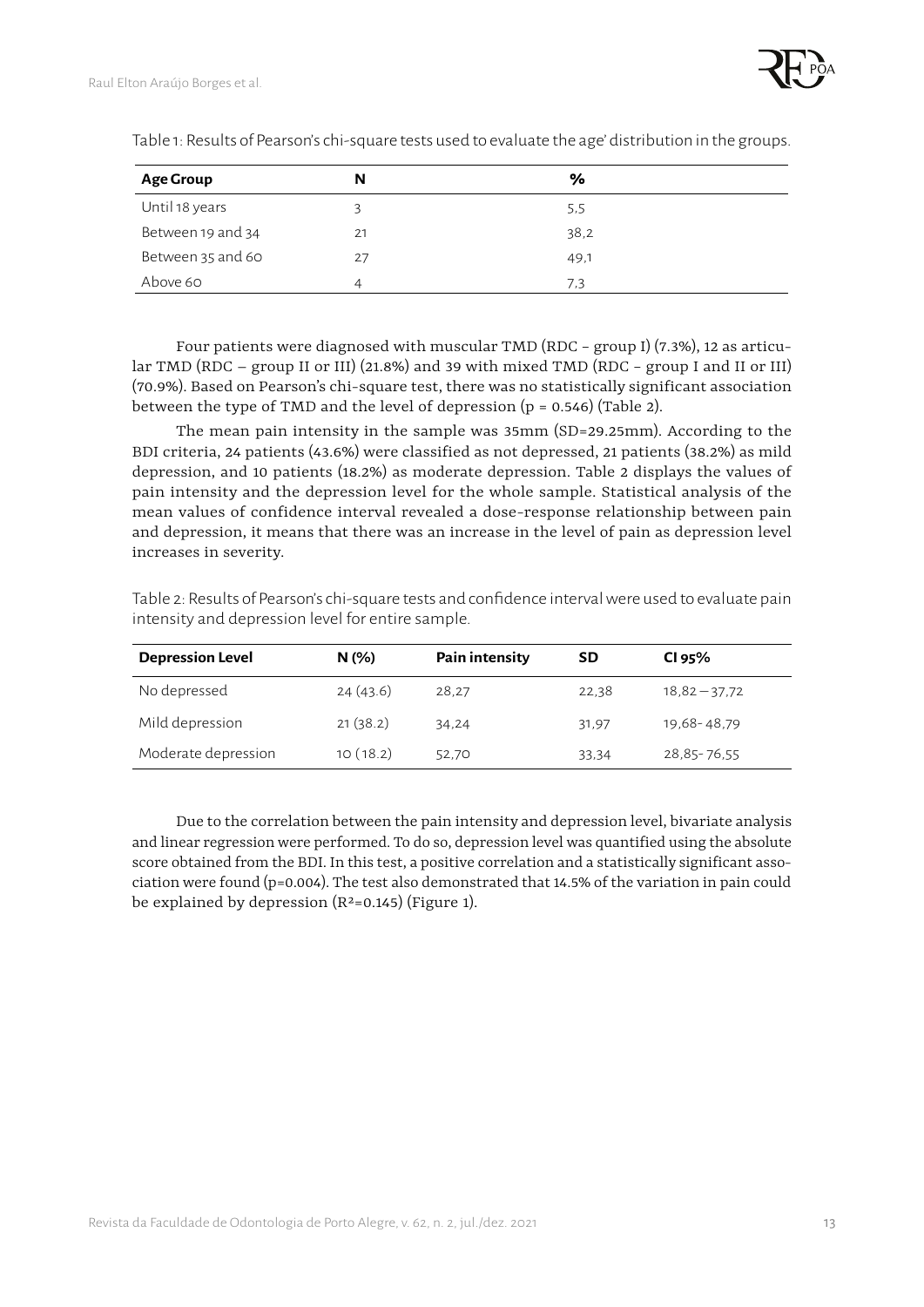Table 1: Results of Pearson's chi-square tests used to evaluate the age' distribution in the groups.

| Age Group | N | % |
|---|---|---|
| Until 18 years | 3 | 5,5 |
| Between 19 and 34 | 21 | 38,2 |
| Between 35 and 60 | 27 | 49,1 |
| Above 60 | 4 | 7,3 |

Four patients were diagnosed with muscular TMD (RDC - group I) (7.3%), 12 as articular TMD (RDC – group II or III) (21.8%) and 39 with mixed TMD (RDC - group I and II or III) (70.9%). Based on Pearson's chi-square test, there was no statistically significant association between the type of TMD and the level of depression ($p = 0.546$) (Table 2).

The mean pain intensity in the sample was 35mm (SD=29.25mm). According to the BDI criteria, 24 patients (43.6%) were classified as not depressed, 21 patients (38.2%) as mild depression, and 10 patients (18.2%) as moderate depression. Table 2 displays the values of pain intensity and the depression level for the whole sample. Statistical analysis of the mean values of confidence interval revealed a dose-response relationship between pain and depression, it means that there was an increase in the level of pain as depression level increases in severity.

Table 2: Results of Pearson's chi-square tests and confidence interval were used to evaluate pain intensity and depression level for entire sample.

| Depression Level | N (%) | Pain intensity | SD | CI 95% |
|---|---|---|---|---|
| No depressed | 24 (43.6) | 28,27 | 22,38 | 18,82 – 37,72 |
| Mild depression | 21 (38.2) | 34,24 | 31,97 | 19,68- 48,79 |
| Moderate depression | 10 (18.2) | 52,70 | 33,34 | 28,85- 76,55 |

Due to the correlation between the pain intensity and depression level, bivariate analysis and linear regression were performed. To do so, depression level was quantified using the absolute score obtained from the BDI. In this test, a positive correlation and a statistically significant association were found ($p=0.004$). The test also demonstrated that 14.5% of the variation in pain could be explained by depression ($R^2=0.145$) (Figure 1).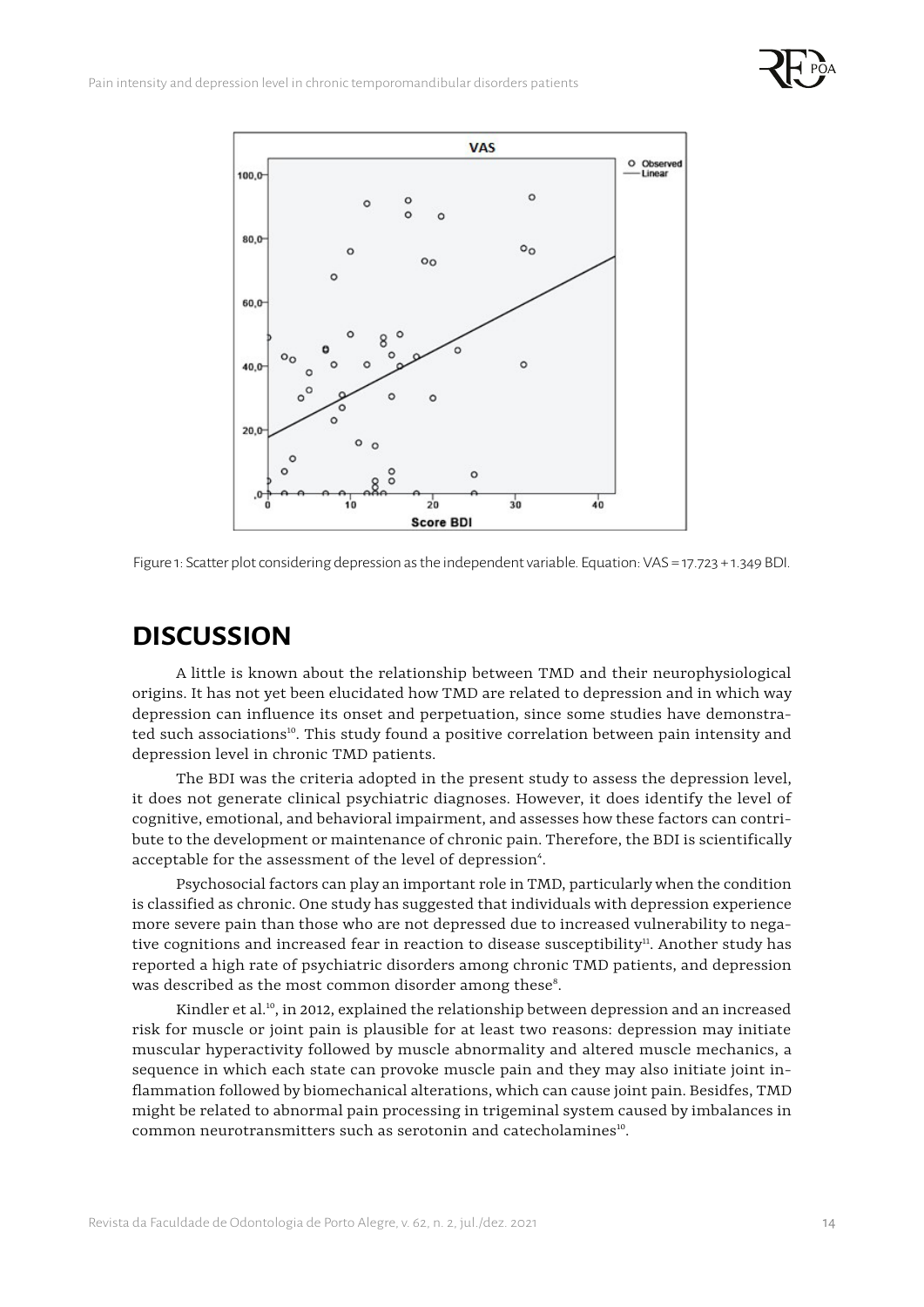Figure 1: Scatter plot considering depression as the independent variable. Equation: VAS = 17.723 + 1.349 BDI.

## DISCUSSION

A little is known about the relationship between TMD and their neurophysiological origins. It has not yet been elucidated how TMD are related to depression and in which way depression can influence its onset and perpetuation, since some studies have demonstrated such associations[10]. This study found a positive correlation between pain intensity and depression level in chronic TMD patients.

The BDI was the criteria adopted in the present study to assess the depression level, it does not generate clinical psychiatric diagnoses. However, it does identify the level of cognitive, emotional, and behavioral impairment, and assesses how these factors can contribute to the development or maintenance of chronic pain. Therefore, the BDI is scientifically acceptable for the assessment of the level of depression[4].

Psychosocial factors can play an important role in TMD, particularly when the condition is classified as chronic. One study has suggested that individuals with depression experience more severe pain than those who are not depressed due to increased vulnerability to negative cognitions and increased fear in reaction to disease susceptibility[11]. Another study has reported a high rate of psychiatric disorders among chronic TMD patients, and depression was described as the most common disorder among these[8].

Kindler et al.[10], in 2012, explained the relationship between depression and an increased risk for muscle or joint pain is plausible for at least two reasons: depression may initiate muscular hyperactivity followed by muscle abnormality and altered muscle mechanics, a sequence in which each state can provoke muscle pain and they may also initiate joint inflammation followed by biomechanical alterations, which can cause joint pain. Besidfes, TMD might be related to abnormal pain processing in trigeminal system caused by imbalances in common neurotransmitters such as serotonin and catecholamines[10].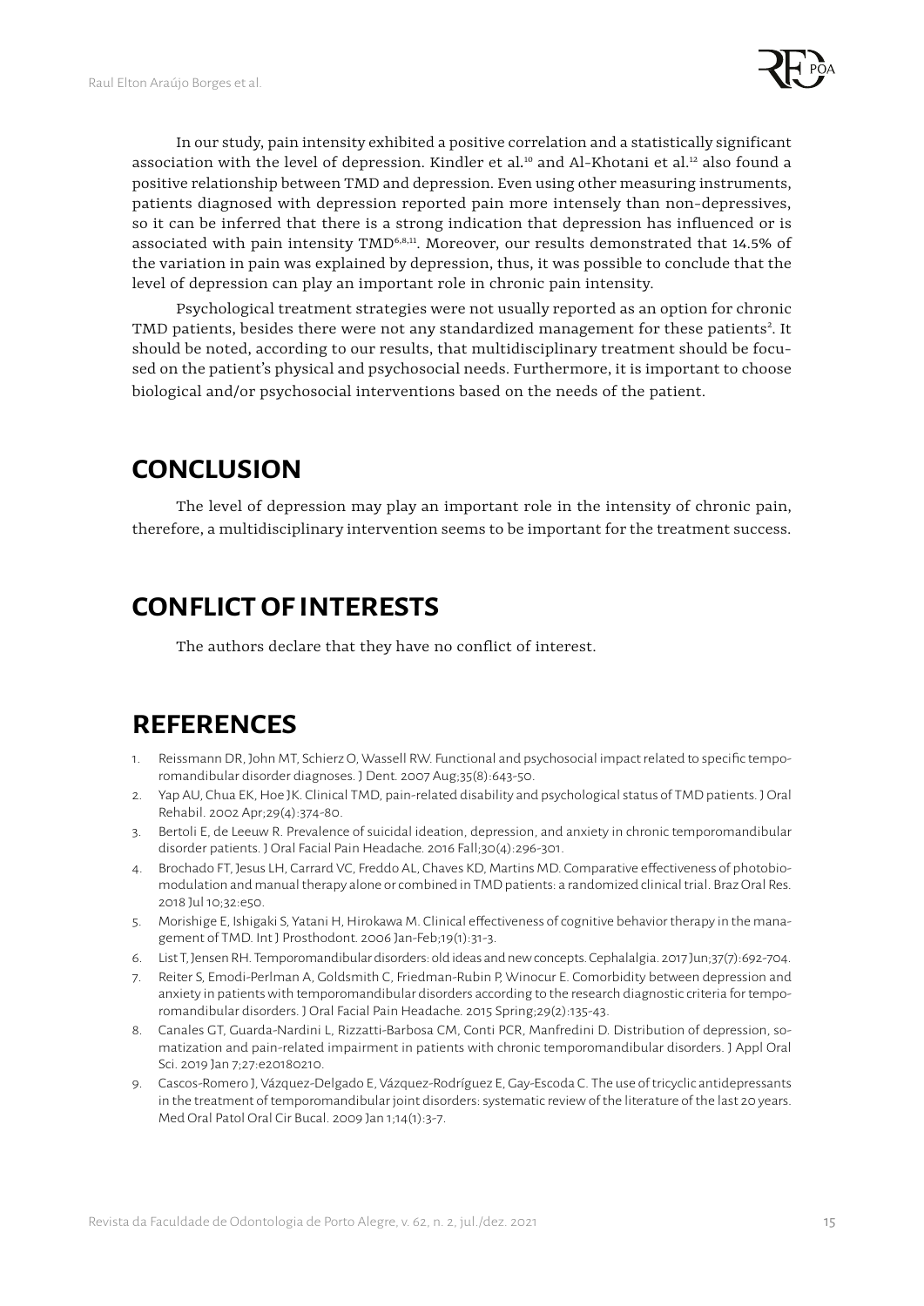In our study, pain intensity exhibited a positive correlation and a statistically significant association with the level of depression. Kindler et al.[10] and Al-Khotani et al.[12] also found a positive relationship between TMD and depression. Even using other measuring instruments, patients diagnosed with depression reported pain more intensely than non-depressives, so it can be inferred that there is a strong indication that depression has influenced or is associated with pain intensity TMD[6,8,11]. Moreover, our results demonstrated that 14.5% of the variation in pain was explained by depression, thus, it was possible to conclude that the level of depression can play an important role in chronic pain intensity.

Psychological treatment strategies were not usually reported as an option for chronic TMD patients, besides there were not any standardized management for these patients[2]. It should be noted, according to our results, that multidisciplinary treatment should be focused on the patient's physical and psychosocial needs. Furthermore, it is important to choose biological and/or psychosocial interventions based on the needs of the patient.

## CONCLUSION

The level of depression may play an important role in the intensity of chronic pain, therefore, a multidisciplinary intervention seems to be important for the treatment success.

## CONFLICT OF INTERESTS

The authors declare that they have no conflict of interest.

## REFERENCES

1. Reissmann DR, John MT, Schierz O, Wassell RW. Functional and psychosocial impact related to specific temporomandibular disorder diagnoses. J Dent. 2007 Aug;35(8):643-50.
2. Yap AU, Chua EK, Hoe JK. Clinical TMD, pain-related disability and psychological status of TMD patients. J Oral Rehabil. 2002 Apr;29(4):374-80.
3. Bertoli E, de Leeuw R. Prevalence of suicidal ideation, depression, and anxiety in chronic temporomandibular disorder patients. J Oral Facial Pain Headache. 2016 Fall;30(4):296-301.
4. Brochado FT, Jesus LH, Carrard VC, Freddo AL, Chaves KD, Martins MD. Comparative effectiveness of photobiomodulation and manual therapy alone or combined in TMD patients: a randomized clinical trial. Braz Oral Res. 2018 Jul 10;32:e50.
5. Morishige E, Ishigaki S, Yatani H, Hirokawa M. Clinical effectiveness of cognitive behavior therapy in the management of TMD. Int J Prosthodont. 2006 Jan-Feb;19(1):31-3.
6. List T, Jensen RH. Temporomandibular disorders: old ideas and new concepts. Cephalalgia. 2017 Jun;37(7):692-704.
7. Reiter S, Emodi-Perlman A, Goldsmith C, Friedman-Rubin P, Winocur E. Comorbidity between depression and anxiety in patients with temporomandibular disorders according to the research diagnostic criteria for temporomandibular disorders. J Oral Facial Pain Headache. 2015 Spring;29(2):135-43.
8. Canales GT, Guarda-Nardini L, Rizzatti-Barbosa CM, Conti PCR, Manfredini D. Distribution of depression, somatization and pain-related impairment in patients with chronic temporomandibular disorders. J Appl Oral Sci. 2019 Jan 7;27:e20180210.
9. Cascos-Romero J, Vázquez-Delgado E, Vázquez-Rodríguez E, Gay-Escoda C. The use of tricyclic antidepressants in the treatment of temporomandibular joint disorders: systematic review of the literature of the last 20 years. Med Oral Patol Oral Cir Bucal. 2009 Jan 1;14(1):3-7.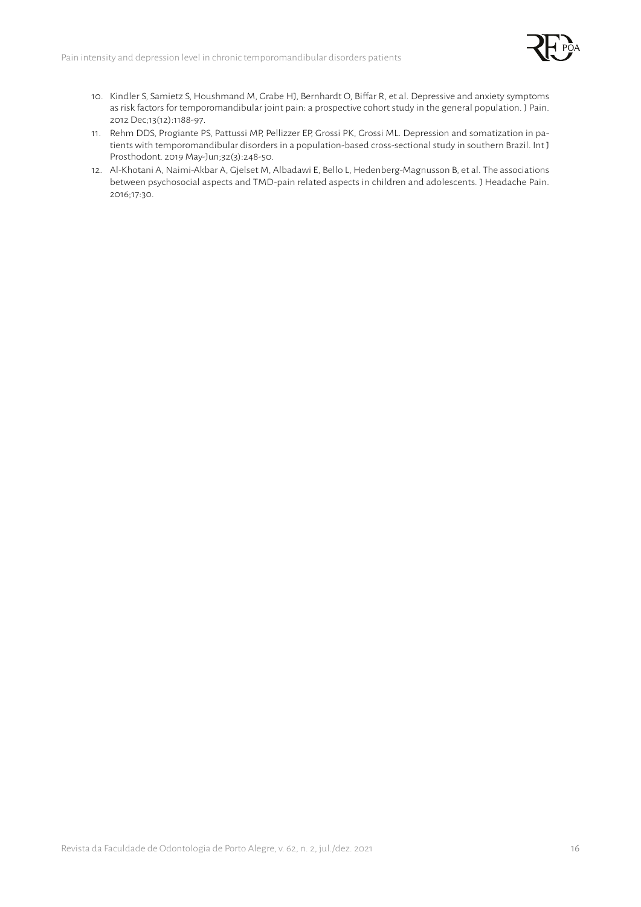10. Kindler S, Samietz S, Houshmand M, Grabe HJ, Bernhardt O, Biffar R, et al. Depressive and anxiety symptoms as risk factors for temporomandibular joint pain: a prospective cohort study in the general population. J Pain. 2012 Dec;13(12):1188-97.
11. Rehm DDS, Progiante PS, Pattussi MP, Pellizzer EP, Grossi PK, Grossi ML. Depression and somatization in patients with temporomandibular disorders in a population-based cross-sectional study in southern Brazil. Int J Prosthodont. 2019 May-Jun;32(3):248-50.
12. Al-Khotani A, Naimi-Akbar A, Gjelset M, Albadawi E, Bello L, Hedenberg-Magnusson B, et al. The associations between psychosocial aspects and TMD-pain related aspects in children and adolescents. J Headache Pain. 2016;17:30.